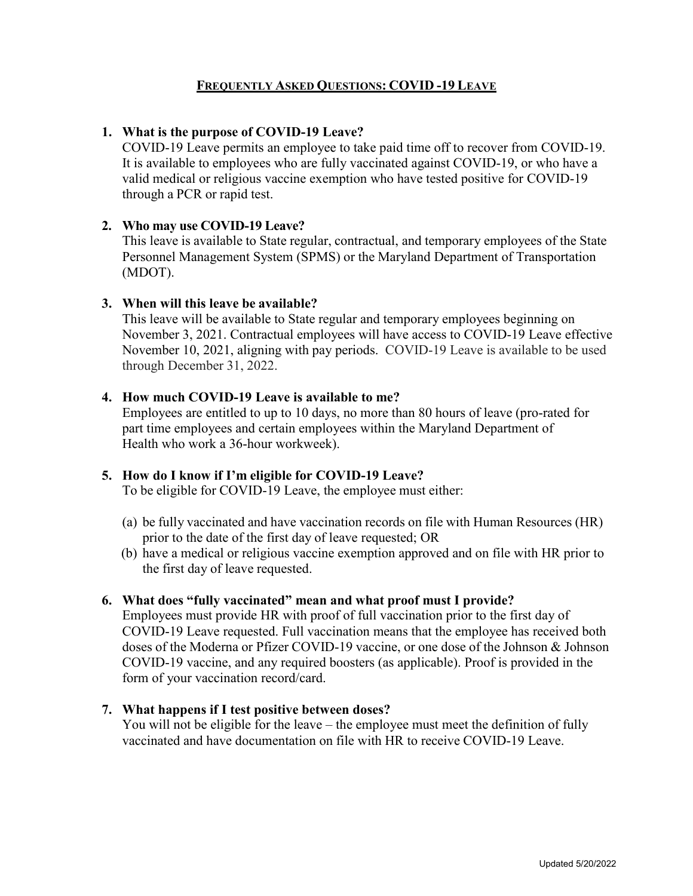# FREQUENTLY ASKED QUESTIONS: COVID -19 LEAVE

1. **What is the purpose of COVID-19 Leave?**
   COVID-19 Leave permits an employee to take paid time off to recover from COVID-19. It is available to employees who are fully vaccinated against COVID-19, or who have a valid medical or religious vaccine exemption who have tested positive for COVID-19 through a PCR or rapid test.

2. **Who may use COVID-19 Leave?**
   This leave is available to State regular, contractual, and temporary employees of the State Personnel Management System (SPMS) or the Maryland Department of Transportation (MDOT).

3. **When will this leave be available?**
   This leave will be available to State regular and temporary employees beginning on November 3, 2021. Contractual employees will have access to COVID-19 Leave effective November 10, 2021, aligning with pay periods. COVID-19 Leave is available to be used through December 31, 2022.

4. **How much COVID-19 Leave is available to me?**
   Employees are entitled to up to 10 days, no more than 80 hours of leave (pro-rated for part time employees and certain employees within the Maryland Department of Health who work a 36-hour workweek).

5. **How do I know if I'm eligible for COVID-19 Leave?**
   To be eligible for COVID-19 Leave, the employee must either:

   (a) be fully vaccinated and have vaccination records on file with Human Resources (HR) prior to the date of the first day of leave requested; OR
   (b) have a medical or religious vaccine exemption approved and on file with HR prior to the first day of leave requested.

6. **What does "fully vaccinated" mean and what proof must I provide?**
   Employees must provide HR with proof of full vaccination prior to the first day of COVID-19 Leave requested. Full vaccination means that the employee has received both doses of the Moderna or Pfizer COVID-19 vaccine, or one dose of the Johnson & Johnson COVID-19 vaccine, and any required boosters (as applicable). Proof is provided in the form of your vaccination record/card.

7. **What happens if I test positive between doses?**
   You will not be eligible for the leave – the employee must meet the definition of fully vaccinated and have documentation on file with HR to receive COVID-19 Leave.

Updated 5/20/2022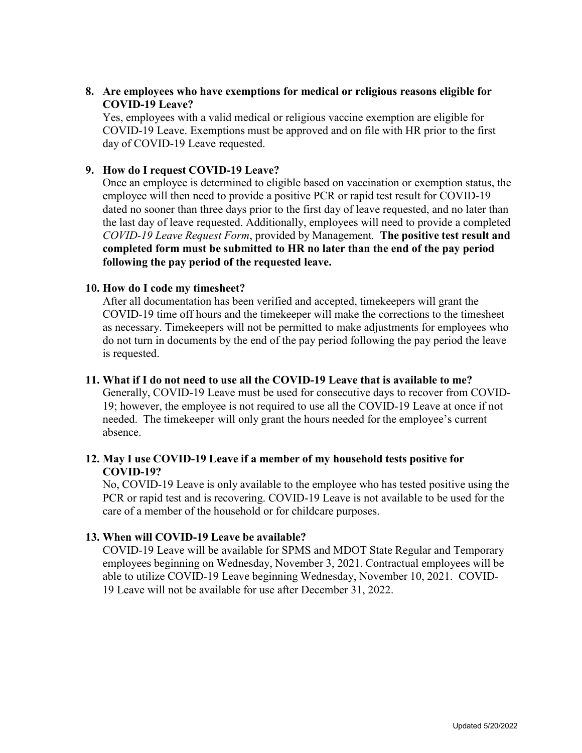**8. Are employees who have exemptions for medical or religious reasons eligible for COVID-19 Leave?**

Yes, employees with a valid medical or religious vaccine exemption are eligible for COVID-19 Leave. Exemptions must be approved and on file with HR prior to the first day of COVID-19 Leave requested.

**9. How do I request COVID-19 Leave?**

Once an employee is determined to eligible based on vaccination or exemption status, the employee will then need to provide a positive PCR or rapid test result for COVID-19 dated no sooner than three days prior to the first day of leave requested, and no later than the last day of leave requested. Additionally, employees will need to provide a completed *COVID-19 Leave Request Form*, provided by Management. **The positive test result and completed form must be submitted to HR no later than the end of the pay period following the pay period of the requested leave.**

**10. How do I code my timesheet?**

After all documentation has been verified and accepted, timekeepers will grant the COVID-19 time off hours and the timekeeper will make the corrections to the timesheet as necessary. Timekeepers will not be permitted to make adjustments for employees who do not turn in documents by the end of the pay period following the pay period the leave is requested.

**11. What if I do not need to use all the COVID-19 Leave that is available to me?**

Generally, COVID-19 Leave must be used for consecutive days to recover from COVID-19; however, the employee is not required to use all the COVID-19 Leave at once if not needed. The timekeeper will only grant the hours needed for the employee's current absence.

**12. May I use COVID-19 Leave if a member of my household tests positive for COVID-19?**

No, COVID-19 Leave is only available to the employee who has tested positive using the PCR or rapid test and is recovering. COVID-19 Leave is not available to be used for the care of a member of the household or for childcare purposes.

**13. When will COVID-19 Leave be available?**

COVID-19 Leave will be available for SPMS and MDOT State Regular and Temporary employees beginning on Wednesday, November 3, 2021. Contractual employees will be able to utilize COVID-19 Leave beginning Wednesday, November 10, 2021. COVID-19 Leave will not be available for use after December 31, 2022.

Updated 5/20/2022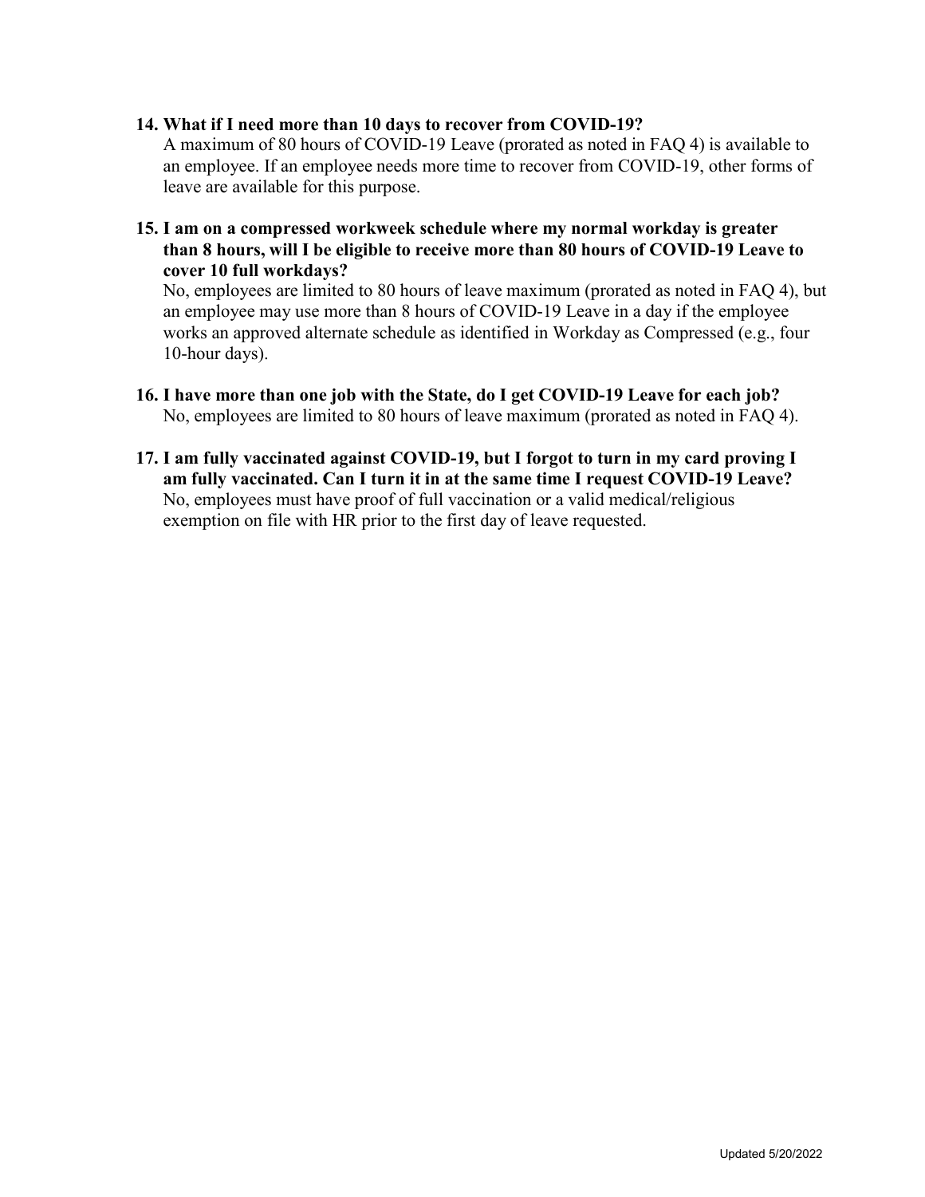14. **What if I need more than 10 days to recover from COVID-19?**
    A maximum of 80 hours of COVID-19 Leave (prorated as noted in FAQ 4) is available to an employee. If an employee needs more time to recover from COVID-19, other forms of leave are available for this purpose.

15. **I am on a compressed workweek schedule where my normal workday is greater than 8 hours, will I be eligible to receive more than 80 hours of COVID-19 Leave to cover 10 full workdays?**
    No, employees are limited to 80 hours of leave maximum (prorated as noted in FAQ 4), but an employee may use more than 8 hours of COVID-19 Leave in a day if the employee works an approved alternate schedule as identified in Workday as Compressed (e.g., four 10-hour days).

16. **I have more than one job with the State, do I get COVID-19 Leave for each job?**
    No, employees are limited to 80 hours of leave maximum (prorated as noted in FAQ 4).

17. **I am fully vaccinated against COVID-19, but I forgot to turn in my card proving I am fully vaccinated. Can I turn it in at the same time I request COVID-19 Leave?**
    No, employees must have proof of full vaccination or a valid medical/religious exemption on file with HR prior to the first day of leave requested.

Updated 5/20/2022